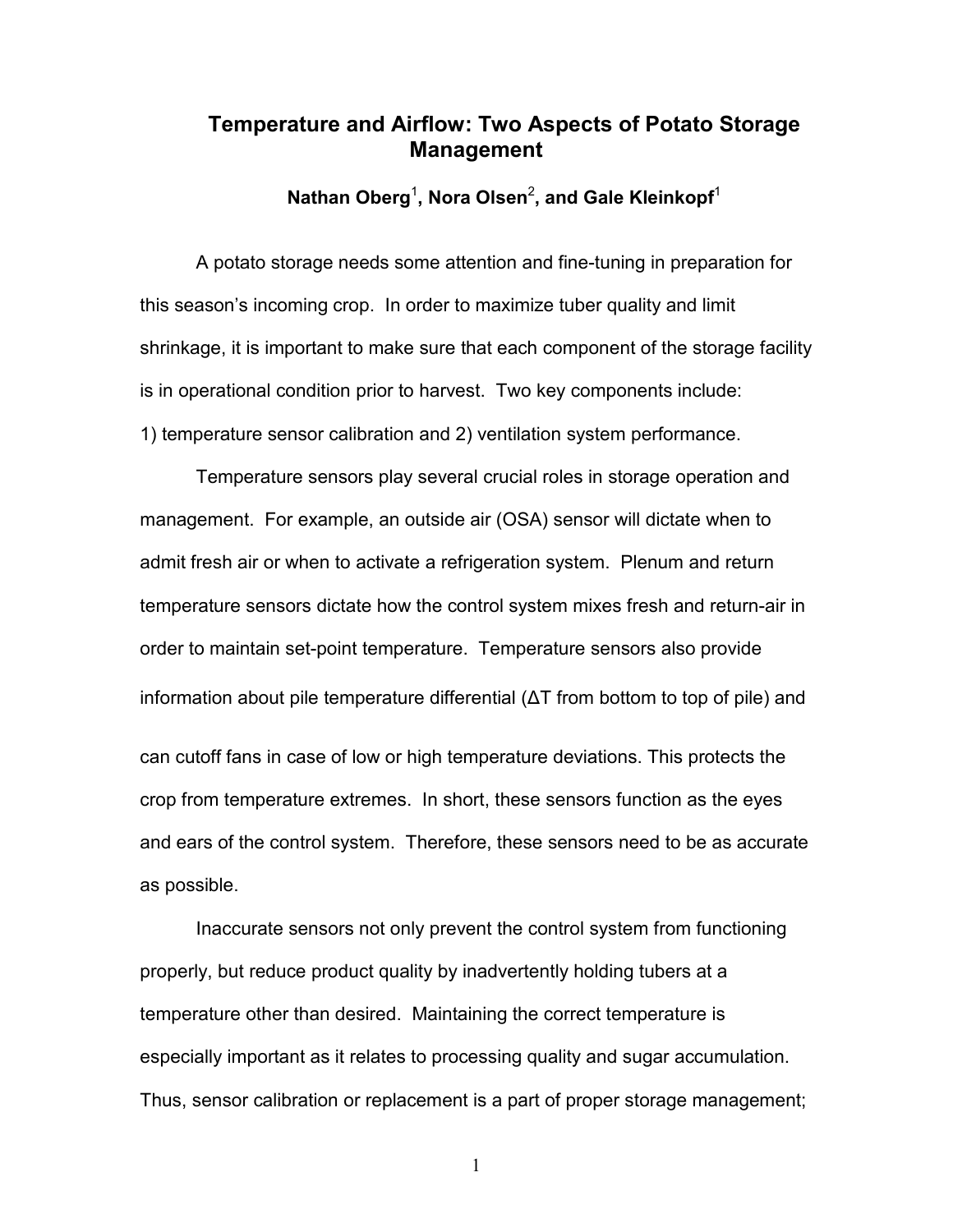# Temperature and Airflow: Two Aspects of Potato Storage Management

**Nathan Oberg[1], Nora Olsen[2], and Gale Kleinkopf[1]**

A potato storage needs some attention and fine-tuning in preparation for this season's incoming crop. In order to maximize tuber quality and limit shrinkage, it is important to make sure that each component of the storage facility is in operational condition prior to harvest. Two key components include: 1) temperature sensor calibration and 2) ventilation system performance.

Temperature sensors play several crucial roles in storage operation and management. For example, an outside air (OSA) sensor will dictate when to admit fresh air or when to activate a refrigeration system. Plenum and return temperature sensors dictate how the control system mixes fresh and return-air in order to maintain set-point temperature. Temperature sensors also provide information about pile temperature differential ($\Delta T$ from bottom to top of pile) and can cutoff fans in case of low or high temperature deviations. This protects the crop from temperature extremes. In short, these sensors function as the eyes and ears of the control system. Therefore, these sensors need to be as accurate as possible.

Inaccurate sensors not only prevent the control system from functioning properly, but reduce product quality by inadvertently holding tubers at a temperature other than desired. Maintaining the correct temperature is especially important as it relates to processing quality and sugar accumulation. Thus, sensor calibration or replacement is a part of proper storage management;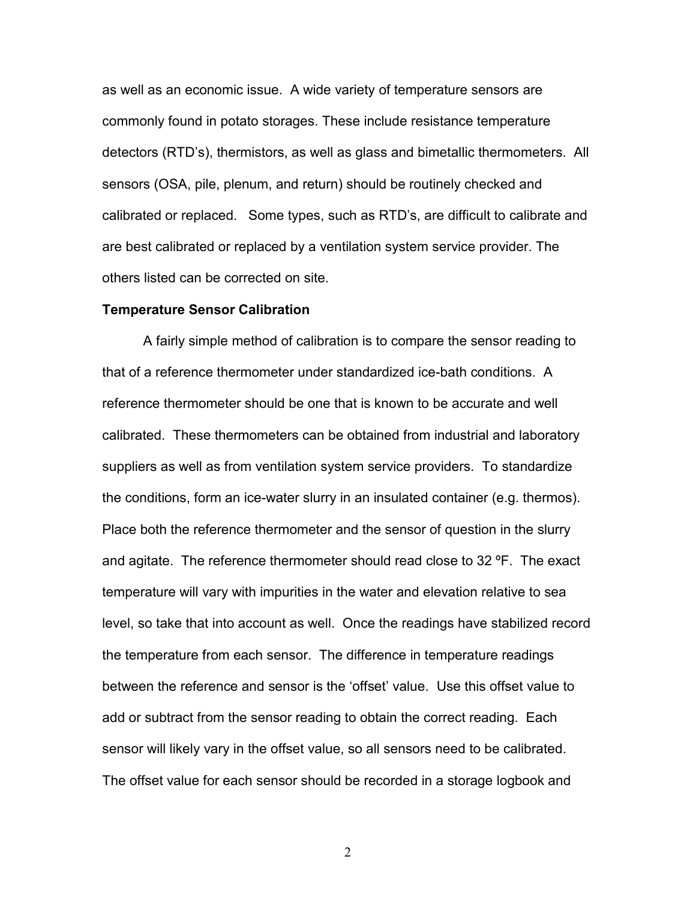as well as an economic issue. A wide variety of temperature sensors are commonly found in potato storages. These include resistance temperature detectors (RTD's), thermistors, as well as glass and bimetallic thermometers. All sensors (OSA, pile, plenum, and return) should be routinely checked and calibrated or replaced. Some types, such as RTD's, are difficult to calibrate and are best calibrated or replaced by a ventilation system service provider. The others listed can be corrected on site.

**Temperature Sensor Calibration**

A fairly simple method of calibration is to compare the sensor reading to that of a reference thermometer under standardized ice-bath conditions. A reference thermometer should be one that is known to be accurate and well calibrated. These thermometers can be obtained from industrial and laboratory suppliers as well as from ventilation system service providers. To standardize the conditions, form an ice-water slurry in an insulated container (e.g. thermos). Place both the reference thermometer and the sensor of question in the slurry and agitate. The reference thermometer should read close to 32 ºF. The exact temperature will vary with impurities in the water and elevation relative to sea level, so take that into account as well. Once the readings have stabilized record the temperature from each sensor. The difference in temperature readings between the reference and sensor is the 'offset' value. Use this offset value to add or subtract from the sensor reading to obtain the correct reading. Each sensor will likely vary in the offset value, so all sensors need to be calibrated. The offset value for each sensor should be recorded in a storage logbook and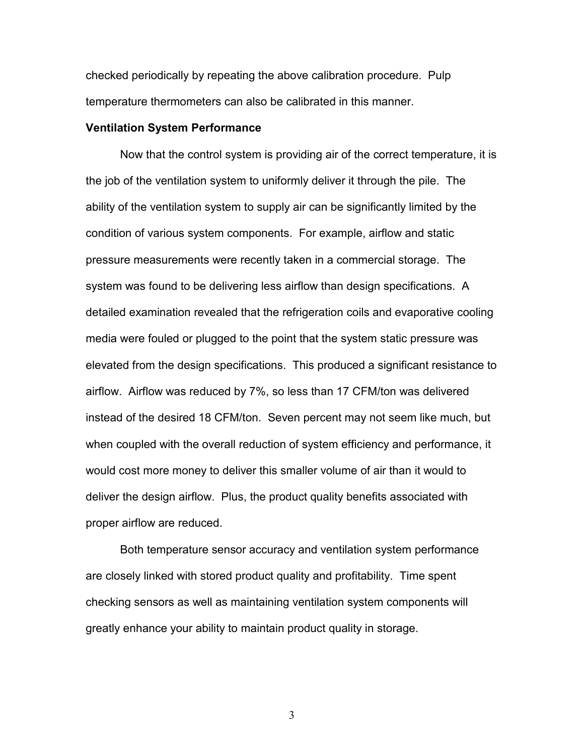checked periodically by repeating the above calibration procedure. Pulp temperature thermometers can also be calibrated in this manner.

**Ventilation System Performance**

Now that the control system is providing air of the correct temperature, it is the job of the ventilation system to uniformly deliver it through the pile. The ability of the ventilation system to supply air can be significantly limited by the condition of various system components. For example, airflow and static pressure measurements were recently taken in a commercial storage. The system was found to be delivering less airflow than design specifications. A detailed examination revealed that the refrigeration coils and evaporative cooling media were fouled or plugged to the point that the system static pressure was elevated from the design specifications. This produced a significant resistance to airflow. Airflow was reduced by 7%, so less than 17 CFM/ton was delivered instead of the desired 18 CFM/ton. Seven percent may not seem like much, but when coupled with the overall reduction of system efficiency and performance, it would cost more money to deliver this smaller volume of air than it would to deliver the design airflow. Plus, the product quality benefits associated with proper airflow are reduced.

Both temperature sensor accuracy and ventilation system performance are closely linked with stored product quality and profitability. Time spent checking sensors as well as maintaining ventilation system components will greatly enhance your ability to maintain product quality in storage.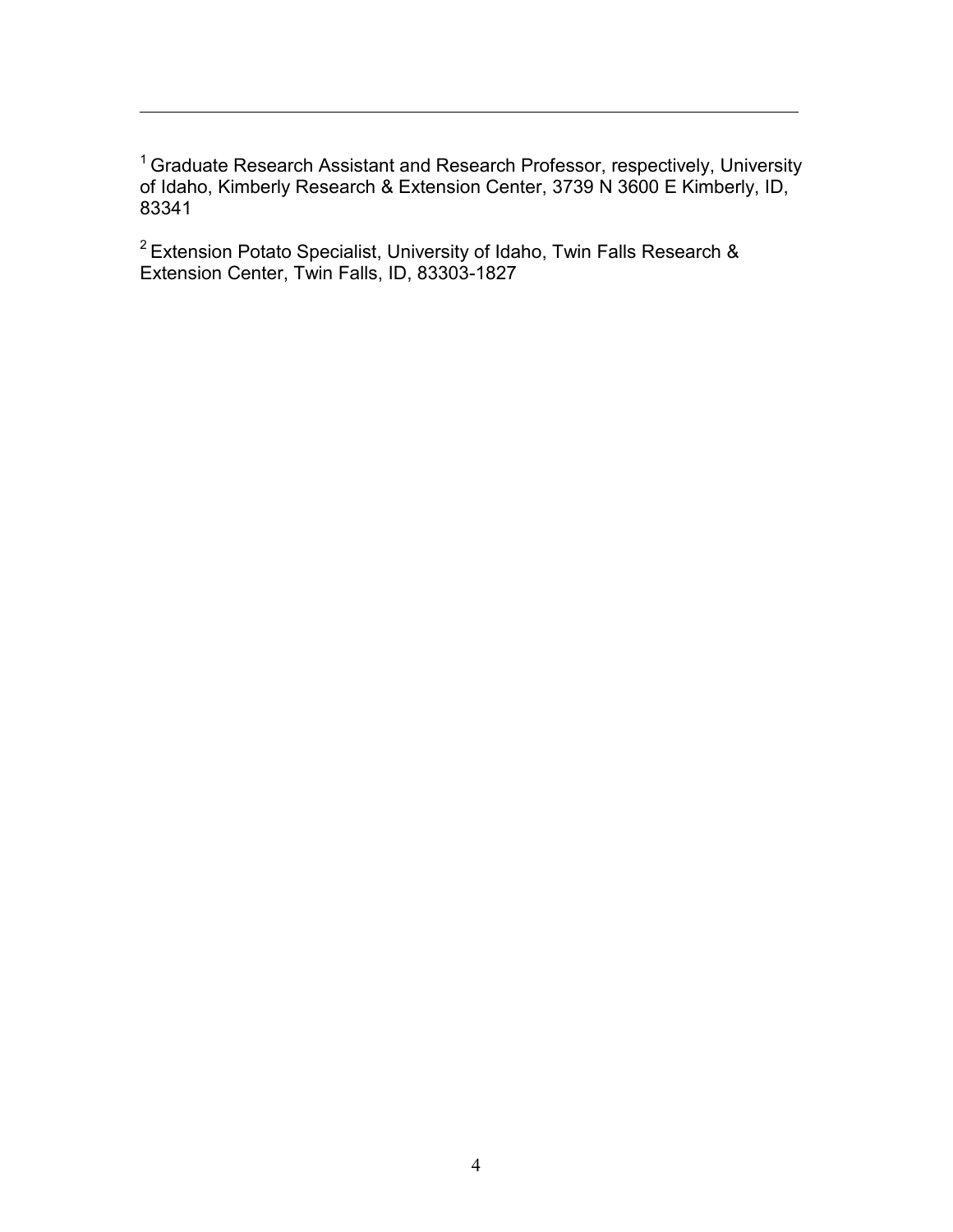---

[1] Graduate Research Assistant and Research Professor, respectively, University of Idaho, Kimberly Research & Extension Center, 3739 N 3600 E Kimberly, ID, 83341

[2] Extension Potato Specialist, University of Idaho, Twin Falls Research & Extension Center, Twin Falls, ID, 83303-1827